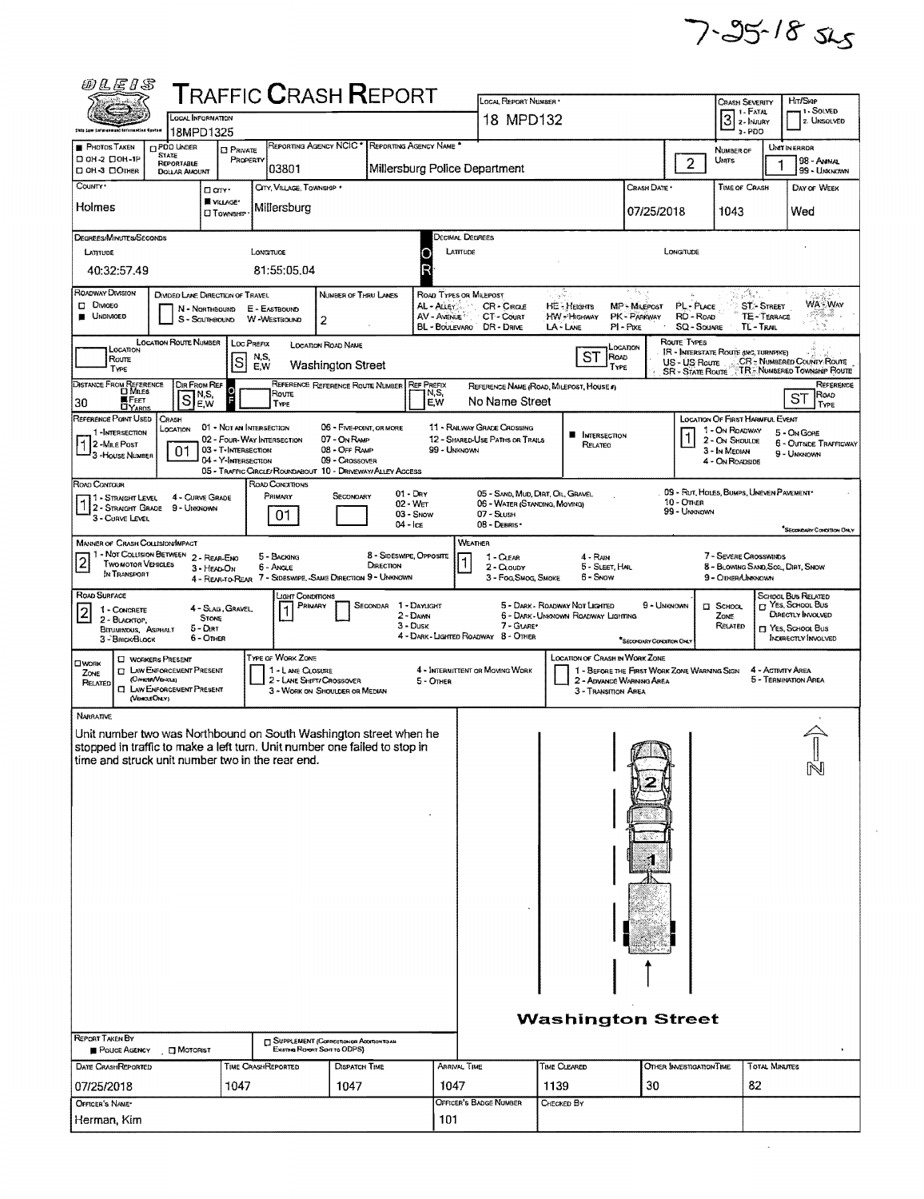7-25-18 SLS

# TRAFFIC CRASH REPORT

OLEIS

| | |
|---|---|
| Local Information | 18MPD1325 |
| Local Report Number | 18 MPD132 |
| Crash Severity | 3 (1 - Fatal, 2 - Injury, 3 - PDO) |
| Hit/Skip | 1 - Solved, 2 - Unsolved |
| Photos Taken | OH-2 / OH-1P / OH-3 / Other |
| PDO Under State Reportable Dollar Amount | |
| Private Property | |
| Reporting Agency NCIC | 03801 |
| Reporting Agency Name | Millersburg Police Department |
| Number of Units | 2 |
| Unit in Error | 1 (98 - Animal, 99 - Unknown) |
| County | Holmes |
| City, Village, Township | Village: Millersburg |
| Crash Date | 07/25/2018 |
| Time of Crash | 1043 |
| Day of Week | Wed |

**Degrees/Minutes/Seconds**
Latitude: 40:32:57.49
Longitude: 81:55:05.04

**Decimal Degrees**
Latitude:
Longitude:

| | |
|---|---|
| Roadway Division | Undivided |
| Divided Lane Direction of Travel | N - Northbound, S - Southbound, E - Eastbound, W - Westbound |
| Number of Thru Lanes | 2 |

Road Types or Milepost: AL - Alley, AV - Avenue, BL - Boulevard, CR - Circle, CT - Court, DR - Drive, HE - Heights, HW - Highway, LA - Lane, MP - Milepost, PK - Parkway, PI - Pike, PL - Place, RD - Road, SQ - Square, ST - Street, TE - Terrace, TL - Trail, WA - Way

| | |
|---|---|
| Location Route Type | |
| Location Route Number | |
| Loc Prefix | S |
| Location Road Name | Washington Street |
| Location Road Type | ST |

Route Types: IR - Interstate Route (inc. Turnpike), US - US Route, SR - State Route, CR - Numbered County Route, TR - Numbered Township Route

| | |
|---|---|
| Distance From Reference | 30 Feet |
| Dir From Ref | S |
| Reference Route Type | |
| Reference Route Number | |
| Ref Prefix | |
| Reference Name (Road, Milepost, House #) | No Name Street |
| Reference Road Type | ST |
| Reference Point Used | 1 - Intersection (1 - Intersection, 2 - Mile Post, 3 - House Number) |
| Crash Location | 01 |
| Intersection Related | ■ |
| Location of First Harmful Event | 1 |

Crash Location: 01 - Not an Intersection, 02 - Four-Way Intersection, 03 - T-Intersection, 04 - Y-Intersection, 05 - Traffic Circle/Roundabout, 06 - Five-Point, or More, 07 - On Ramp, 08 - Off Ramp, 09 - Crossover, 10 - Driveway/Alley Access, 11 - Railway Grade Crossing, 12 - Shared-Use Paths or Trails, 99 - Unknown

Location of First Harmful Event: 1 - On Roadway, 2 - On Shoulder, 3 - In Median, 4 - On Roadside, 5 - On Gore, 6 - Outside Trafficway, 9 - Unknown

| | |
|---|---|
| Road Contour | 1 (1 - Straight Level, 2 - Straight Grade, 3 - Curve Level, 4 - Curve Grade, 9 - Unknown) |
| Road Conditions Primary | 01 |
| Road Conditions Secondary | |

Road Conditions: 01 - Dry, 02 - Wet, 03 - Snow, 04 - Ice, 05 - Sand, Mud, Dirt, Oil, Gravel, 06 - Water (Standing, Moving), 07 - Slush, 08 - Debris*, 09 - Rut, Holes, Bumps, Uneven Pavement*, 10 - Other, 99 - Unknown (*Secondary Condition Only)

| | |
|---|---|
| Manner of Crash Collision/Impact | 2 |
| Weather | 1 |

Manner of Crash: 1 - Not Collision Between Two Motor Vehicles in Transport, 2 - Rear-End, 3 - Head-On, 4 - Rear-to-Rear, 5 - Backing, 6 - Angle, 7 - Sideswipe, Same Direction, 8 - Sideswipe, Opposite Direction, 9 - Unknown

Weather: 1 - Clear, 2 - Cloudy, 3 - Fog, Smog, Smoke, 4 - Rain, 5 - Sleet, Hail, 6 - Snow, 7 - Severe Crosswinds, 8 - Blowing Sand, Soil, Dirt, Snow, 9 - Other/Unknown

| | |
|---|---|
| Road Surface | 2 |
| Light Conditions Primary | 1 |
| Light Conditions Secondary | |
| School Zone Related | |
| School Bus Related | |

Road Surface: 1 - Concrete, 2 - Blacktop, Bituminous, Asphalt, 3 - Brick/Block, 4 - Slag, Gravel, Stone, 5 - Dirt, 6 - Other

Light Conditions: 1 - Daylight, 2 - Dawn, 3 - Dusk, 4 - Dark - Lighted Roadway, 5 - Dark - Roadway Not Lighted, 6 - Dark - Unknown Roadway Lighting, 7 - Glare*, 8 - Other, 9 - Unknown (*Secondary Condition Only)

School Bus Related: Yes, School Bus Directly Involved; Yes, School Bus Indirectly Involved

Work Zone Related: Workers Present; Law Enforcement Present (Officer/Vehicle); Law Enforcement Present (Vehicle Only)

Type of Work Zone: 1 - Lane Closure, 2 - Lane Shift/Crossover, 3 - Work on Shoulder or Median, 4 - Intermittent or Moving Work, 5 - Other

Location of Crash in Work Zone: 1 - Before the First Work Zone Warning Sign, 2 - Advance Warning Area, 3 - Transition Area, 4 - Activity Area, 5 - Termination Area

## Narrative

Unit number two was Northbound on South Washington street when he stopped in traffic to make a left turn. Unit number one failed to stop in time and struck unit number two in the rear end.

Washington Street

N

| | |
|---|---|
| Report Taken By | Police Agency |
| Supplement (Correction or Addition to an Existing Report Sent to ODPS) | |
| Date Crash Reported | 07/25/2018 |
| Time Crash Reported | 1047 |
| Dispatch Time | 1047 |
| Arrival Time | 1047 |
| Time Cleared | 1139 |
| Other Investigation Time | 30 |
| Total Minutes | 82 |
| Officer's Name | Herman, Kim |
| Officer's Badge Number | 101 |
| Checked By | |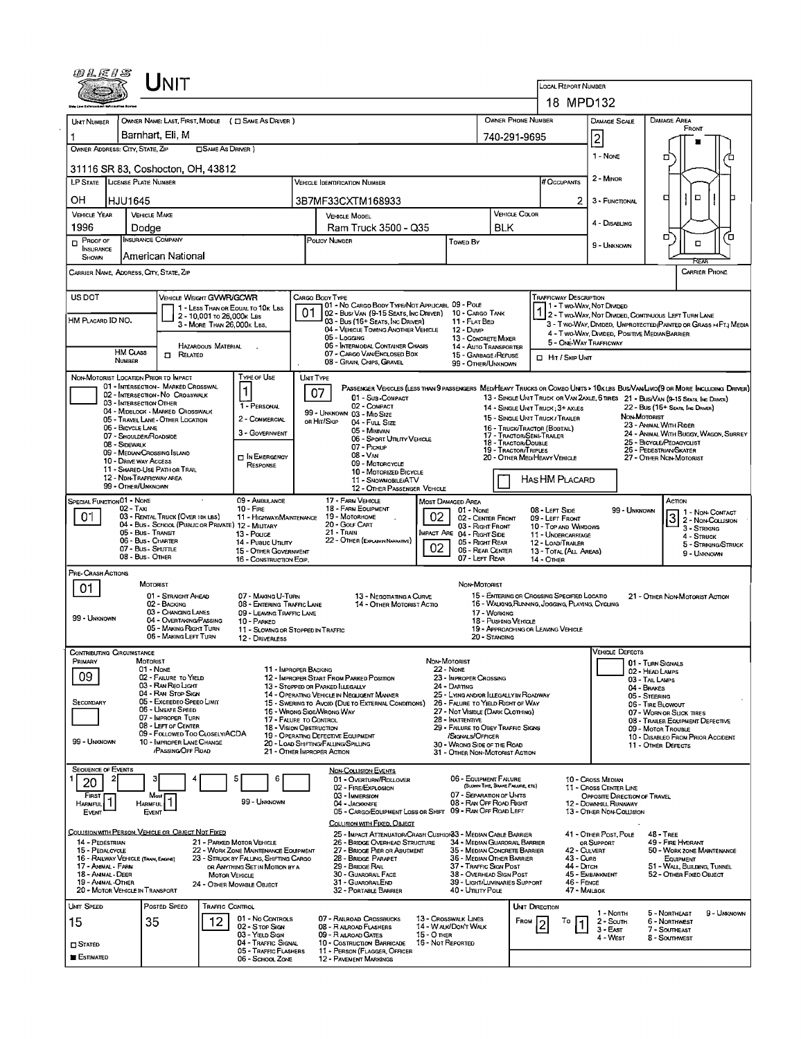# UNIT

LOCAL REPORT NUMBER: 18 MPD132

| UNIT NUMBER | OWNER NAME: LAST, FIRST, MIDDLE ( ☐ SAME AS DRIVER ) | OWNER PHONE NUMBER | DAMAGE SCALE | DAMAGE AREA |
|---|---|---|---|---|
| 1 | Barnhart, Eli, M | 740-291-9695 | 2 | FRONT |

OWNER ADDRESS: CITY, STATE, ZIP ☐ SAME AS DRIVER )

31116 SR 83, Coshocton, OH, 43812

| LP STATE | LICENSE PLATE NUMBER | VEHICLE IDENTIFICATION NUMBER | # OCCUPANTS |
|---|---|---|---|
| OH | HJU1645 | 3B7MF33CXTM168933 | 2 |

| VEHICLE YEAR | VEHICLE MAKE | VEHICLE MODEL | VEHICLE COLOR |
|---|---|---|---|
| 1996 | Dodge | Ram Truck 3500 - Q35 | BLK |

| ☐ PROOF OF INSURANCE SHOWN | INSURANCE COMPANY | POLICY NUMBER | TOWED BY |
|---|---|---|---|
| | American National | | |

Damage Scale: 1 - NONE, 2 - MINOR, 3 - FUNCTIONAL, 4 - DISABLING, 9 - UNKNOWN

CARRIER NAME, ADDRESS, CITY, STATE, ZIP — CARRIER PHONE

US DOT

HM PLACARD ID NO.

HM CLASS NUMBER — ☐ RELATED

VEHICLE WEIGHT GVWR/GCWR
1 - LESS THAN OR EQUAL TO 10K LBS
2 - 10,001 TO 26,000K LBS
3 - MORE THAN 26,000K LBS.
HAZARDOUS MATERIAL

CARGO BODY TYPE: 01
01 - NO CARGO BODY TYPE/NOT APPLICABLE
02 - BUS/VAN (9-15 SEATS, INC DRIVER)
03 - BUS (16+ SEATS, INC DRIVER)
04 - VEHICLE TOWING ANOTHER VEHICLE
05 - LOGGING
06 - INTERMODAL CONTAINER CHASIS
07 - CARGO VAN/ENCLOSED BOX
08 - GRAIN, CHIPS, GRAVEL
09 - POLE
10 - CARGO TANK
11 - FLAT BED
12 - DUMP
13 - CONCRETE MIXER
14 - AUTO TRANSPORTER
15 - GARBAGE/REFUSE
99 - OTHER/UNKNOWN

TRAFFICWAY DESCRIPTION: 1
1 - TWO-WAY, NOT DIVIDED
2 - TWO-WAY, NOT DIVIDED, CONTINUOUS LEFT TURN LANE
3 - TWO-WAY, DIVIDED, UNPROTECTED (PAINTED OR GRASS >4FT.) MEDIA
4 - TWO-WAY, DIVIDED, POSITIVE MEDIAN BARRIER
5 - ONE-WAY TRAFFICWAY
☐ HIT / SKIP UNIT

NON-MOTORIST LOCATION PRIOR TO IMPACT
01 - INTERSECTION - MARKED CROSSWALK
02 - INTERSECTION - NO CROSSWALK
03 - INTERSECTION OTHER
04 - MIDBLOCK - MARKED CROSSWALK
05 - TRAVEL LANE - OTHER LOCATION
06 - BICYCLE LANE
07 - SHOULDER/ROADSIDE
08 - SIDEWALK
09 - MEDIAN/CROSSING ISLAND
10 - DRIVE WAY ACCESS
11 - SHARED-USE PATH OR TRAIL
12 - NON-TRAFFICWAY AREA
99 - OTHER/UNKNOWN

TYPE OF USE: 1
1 - PERSONAL
2 - COMMERCIAL
3 - GOVERNMENT
☐ IN EMERGENCY RESPONSE

UNIT TYPE: 07
PASSENGER VEHICLES (LESS THAN 9 PASSENGERS MED/HEAVY TRUCKS OR COMBO UNITS > 10K LBS BUS/VAN/LIMO(9 OR MORE INCLUDING DRIVER)
01 - SUB-COMPACT
02 - COMPACT
99 - UNKNOWN 03 - MID SIZE
OR HIT/SKIP 04 - FULL SIZE
05 - MINIVAN
06 - SPORT UTILITY VEHICLE
07 - PICKUP
08 - VAN
09 - MOTORCYCLE
10 - MOTORIZED BICYCLE
11 - SNOWMOBILE/ATV
12 - OTHER PASSENGER VEHICLE
13 - SINGLE UNIT TRUCK OR VAN 2AXLE, 6 TIRES
14 - SINGLE UNIT TRUCK; 3+ AXLES
15 - SINGLE UNIT TRUCK / TRAILER
16 - TRUCK/TRACTOR (BOBTAIL)
17 - TRACTOR/SEMI-TRAILER
18 - TRACTOR/DOUBLE
19 - TRACTOR/TRIPLES
20 - OTHER MED/HEAVY VEHICLE
21 - BUS/VAN (9-15 SEATS, INC DRIVER)
22 - BUS (16+ SEATS, INC DRIVER)
NON-MOTORIST
23 - ANIMAL WITH RIDER
24 - ANIMAL WITH BUGGY, WAGON, SURREY
25 - BICYCLE/PEDACYCLIST
26 - PEDESTRIAN/SKATER
27 - OTHER NON-MOTORIST
☐ HAS HM PLACARD

SPECIAL FUNCTION: 01
01 - NONE
02 - TAXI
03 - RENTAL TRUCK (OVER 10K LBS)
04 - BUS - SCHOOL (PUBLIC OR PRIVATE)
05 - BUS - TRANSIT
06 - BUS - CHARTER
07 - BUS - SHUTTLE
08 - BUS - OTHER
09 - AMBULANCE
10 - FIRE
11 - HIGHWAY/MAINTENANCE
12 - MILITARY
13 - POLICE
14 - PUBLIC UTILITY
15 - OTHER GOVERNMENT
16 - CONSTRUCTION EQIP.
17 - FARM VEHICLE
18 - FARM EQUIPMENT
19 - MOTORHOME
20 - GOLF CART
21 - TRAIN
22 - OTHER (EXPLAIN IN NARRATIVE)

MOST DAMAGED AREA: 02
IMPACT ARE: 02
01 - NONE
02 - CENTER FRONT
03 - RIGHT FRONT
04 - RIGHT SIDE
05 - RIGHT REAR
06 - REAR CENTER
07 - LEFT REAR
08 - LEFT SIDE
09 - LEFT FRONT
10 - TOP AND WINDOWS
11 - UNDERCARRIAGE
12 - LOAD/TRAILER
13 - TOTAL (ALL AREAS)
14 - OTHER
99 - UNKNOWN

ACTION: 3
1 - NON-CONTACT
2 - NON-COLLISION
3 - STRIKING
4 - STRUCK
5 - STRIKING/STRUCK
9 - UNKNOWN

PRE-CRASH ACTIONS: 01
MOTORIST
01 - STRAIGHT AHEAD
02 - BACKING
03 - CHANGING LANES
04 - OVERTAKING/PASSING
05 - MAKING RIGHT TURN
06 - MAKING LEFT TURN
07 - MAKING U-TURN
08 - ENTERING TRAFFIC LANE
09 - LEAVING TRAFFIC LANE
10 - PARKED
11 - SLOWING OR STOPPED IN TRAFFIC
12 - DRIVERLESS
13 - NEGOTIATING A CURVE
14 - OTHER MOTORIST ACTIO
99 - UNKNOWN
NON-MOTORIST
15 - ENTERING OR CROSSING SPECIFIED LOCATIO
16 - WALKING, RUNNING, JOGGING, PLAYING, CYCLING
17 - WORKING
18 - PUSHING VEHICLE
19 - APPROACHING OR LEAVING VEHICLE
20 - STANDING
21 - OTHER NON-MOTORIST ACTION

CONTRIBUTING CIRCUMSTANCE
PRIMARY: 09
SECONDARY:
MOTORIST
01 - NONE
02 - FAILURE TO YIELD
03 - RAN RED LIGHT
04 - RAN STOP SIGN
05 - EXCEEDED SPEED LIMIT
06 - UNSAFE SPEED
07 - IMPROPER TURN
08 - LEFT OF CENTER
09 - FOLLOWED TOO CLOSELY/ACDA
10 - IMPROPER LANE CHANGE /PASSING/OFF ROAD
11 - IMPROPER BACKING
12 - IMPROPER START FROM PARKED POSITION
13 - STOPPED OR PARKED ILLEGALLY
14 - OPERATING VEHICLE IN NEGLIGENT MANNER
15 - SWERING TO AVOID (DUE TO EXTERNAL CONDITIONS)
16 - WRONG SIDE/WRONG WAY
17 - FAILURE TO CONTROL
18 - VISION OBSTRUCTION
19 - OPERATING DEFECTIVE EQUIPMENT
20 - LOAD SHIFTING/FALLING/SPILLING
21 - OTHER IMPROPER ACTION
99 - UNKNOWN
NON-MOTORIST
22 - NONE
23 - IMPROPER CROSSING
24 - DARTING
25 - LYING AND/OR ILLEGALLY IN ROADWAY
26 - FALURE TO YIELD RIGHT OF WAY
27 - NOT VISIBLE (DARK CLOTHING)
28 - INATTENTIVE
29 - FAILURE TO OBEY TRAFFIC SIGNS /SIGNALS/OFFICER
30 - WRONG SIDE OF THE ROAD
31 - OTHER NON-MOTORIST ACTION

VEHICLE DEFECTS
01 - TURN SIGNALS
02 - HEAD LAMPS
03 - TAIL LAMPS
04 - BRAKES
05 - STEERING
06 - TIRE BLOWOUT
07 - WORN OR SLICK TIRES
08 - TRAILER EQUIPMENT DEFECTIVE
09 - MOTOR TROUBLE
10 - DISABLED FROM PRIOR ACCIDENT
11 - OTHER DEFECTS

SEQUENCE OF EVENTS
1: 20, 2: , 3: , 4: , 5: , 6:
FIRST HARMFUL EVENT: 1
MOST HARMFUL EVENT: 1
99 - UNKNOWN

NON-COLLISION EVENTS
01 - OVERTURN/ROLLOVER
02 - FIRE/EXPLOSION
03 - IMMERSION
04 - JACKKNIFE
05 - CARGO/EQUIPMENT LOSS OR SHIFT
06 - EQUIPMENT FAILURE (BLOWN TIRE, BRAKE FAILURE, ETC)
07 - SEPARATION OF UNITS
08 - RAN OFF ROAD RIGHT
09 - RAN OFF ROAD LEFT
10 - CROSS MEDIAN
11 - CROSS CENTER LINE OPPOSITE DIRECTION OF TRAVEL
12 - DOWNHILL RUNAWAY
13 - OTHER NON-COLLISION

COLLISION WITH PERSON, VEHICLE OR OBJECT NOT FIXED
14 - PEDESTRIAN
15 - PEDALCYCLE
16 - RAILWAY VEHICLE (TRAIN, ENGINE)
17 - ANIMAL - FARM
18 - ANIMAL - DEER
19 - ANIMAL - OTHER
20 - MOTOR VEHICLE IN TRANSPORT
21 - PARKED MOTOR VEHICLE
22 - WORK ZONE MAINTENANCE EQUIPMENT
23 - STRUCK BY FALLING, SHIFTING CARGO OR ANYTHING SET IN MOTION BY A MOTOR VEHICLE
24 - OTHER MOVABLE OBJECT

COLLISION WITH FIXED, OBJECT
25 - IMPACT ATTENUATOR/CRASH CUSHION
26 - BRIDGE OVERHEAD STRUCTURE
27 - BRIDGE PIER OR ABUTMENT
28 - BRIDGE PARAPET
29 - BRIDGE RAIL
30 - GUARDRAIL FACE
31 - GUARDRAIL END
32 - PORTABLE BARRIER
33 - MEDIAN CABLE BARRIER
34 - MEDIAN GUARDRAIL BARRIER
35 - MEDIAN CONCRETE BARRIER
36 - MEDIAN OTHER BARRIER
37 - TRAFFIC SIGN POST
38 - OVERHEAD SIGN POST
39 - LIGHT/LUMINARIES SUPPORT
40 - UTILITY POLE
41 - OTHER POST, POLE OR SUPPORT
42 - CULVERT
43 - CURB
44 - DITCH
45 - EMBANKMENT
46 - FENCE
47 - MAILBOX
48 - TREE
49 - FIRE HYDRANT
50 - WORK ZONE MAINTENANCE EQUIPMENT
51 - WALL, BUILDING, TUNNEL
52 - OTHER FIXED OBJECT

| UNIT SPEED | POSTED SPEED | TRAFFIC CONTROL | UNIT DIRECTION |
|---|---|---|---|
| 15 | 35 | 12 | FROM 2 TO 1 |

☐ STATED
■ ESTIMATED

TRAFFIC CONTROL
01 - NO CONTROLS
02 - STOP SIGN
03 - YIELD SIGN
04 - TRAFFIC SIGNAL
05 - TRAFFIC FLASHERS
06 - SCHOOL ZONE
07 - RAILROAD CROSSBUCKS
08 - RAILROAD FLASHERS
09 - RAILROAD GATES
10 - COSTRUCTION BARRICADE
11 - PERSON (FLAGGER, OFFICER
12 - PAVEMENT MARKINGS
13 - CROSSWALK LINES
14 - WALK/DON'T WALK
15 - OTHER
16 - NOT REPORTED

UNIT DIRECTION
1 - NORTH
2 - SOUTH
3 - EAST
4 - WEST
5 - NORTHEAST
6 - NORTHWEST
7 - SOUTHEAST
8 - SOUTHWEST
9 - UNKNOWN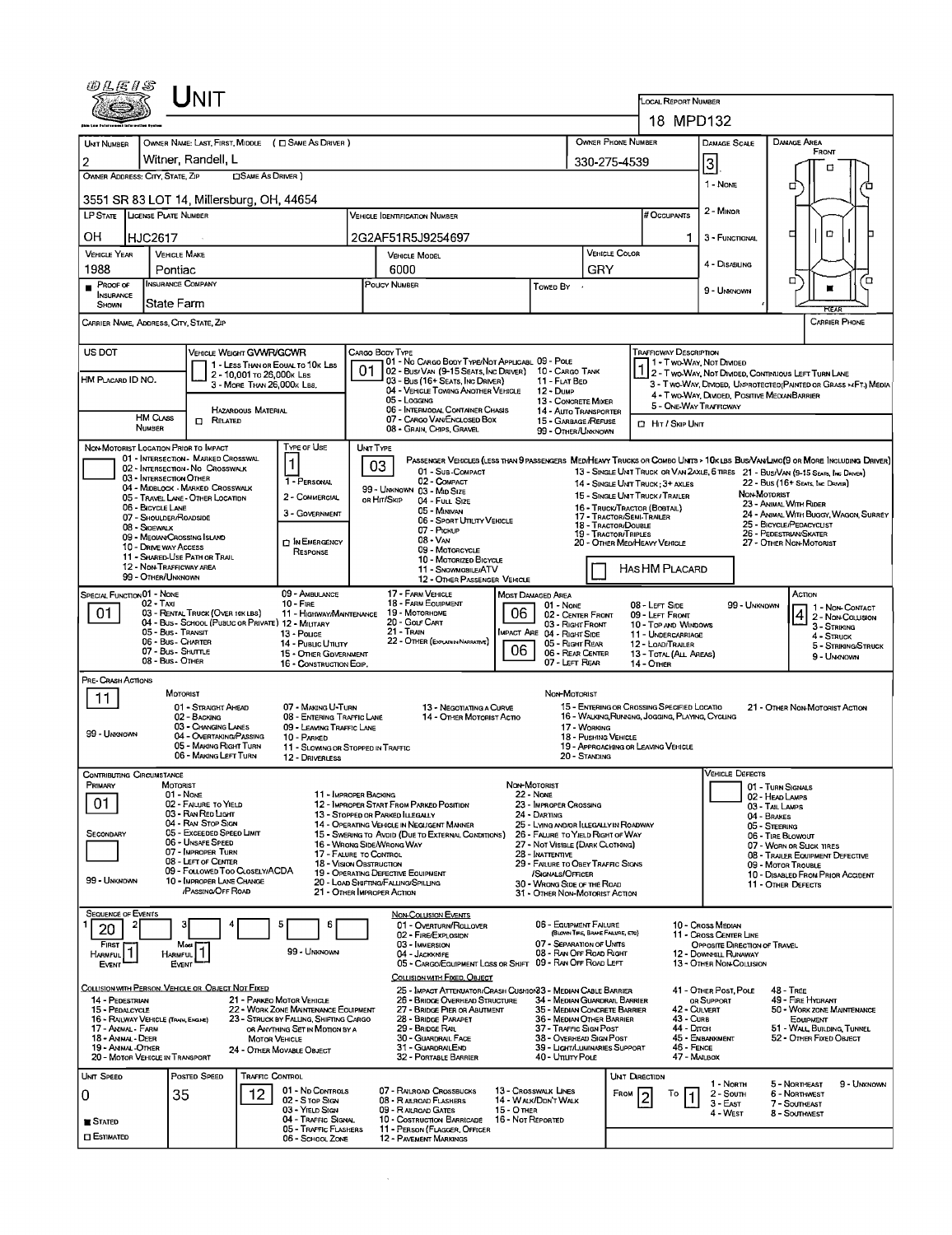# UNIT

**LOCAL REPORT NUMBER:** 18 MPD132

| UNIT NUMBER | OWNER NAME: LAST, FIRST, MIDDLE ( ☐ SAME AS DRIVER ) | OWNER PHONE NUMBER | DAMAGE SCALE | DAMAGE AREA |
|---|---|---|---|---|
| 2 | Witner, Randell, L | 330-275-4539 | 3 | FRONT |

OWNER ADDRESS: CITY, STATE, ZIP ☐ SAME AS DRIVER )

3551 SR 83 LOT 14, Millersburg, OH, 44654

Damage Scale: 1 - NONE, 2 - MINOR, 3 - FUNCTIONAL, 4 - DISABLING, 9 - UNKNOWN

| LP STATE | LICENSE PLATE NUMBER | VEHICLE IDENTIFICATION NUMBER | # OCCUPANTS |
|---|---|---|---|
| OH | HJC2617 | 2G2AF51R5J9254697 | 1 |

| VEHICLE YEAR | VEHICLE MAKE | VEHICLE MODEL | VEHICLE COLOR |
|---|---|---|---|
| 1988 | Pontiac | 6000 | GRY |

| PROOF OF INSURANCE SHOWN | INSURANCE COMPANY | POLICY NUMBER | TOWED BY |
|---|---|---|---|
| ■ | State Farm | | |

CARRIER NAME, ADDRESS, CITY, STATE, ZIP — CARRIER PHONE

US DOT

VEHICLE WEIGHT GVWR/GCWR: 1 - LESS THAN OR EQUAL TO 10K LBS; 2 - 10,001 TO 26,000K LBS; 3 - MORE THAN 26,000K LBS.

HM PLACARD ID NO.

HM CLASS NUMBER — HAZARDOUS MATERIAL ☐ RELATED

CARGO BODY TYPE: 01
01 - NO CARGO BODY TYPE/NOT APPLICABL; 02 - BUS/VAN (9-15 SEATS, INC DRIVER); 03 - BUS (16+ SEATS, INC DRIVER); 04 - VEHICLE TOWING ANOTHER VEHICLE; 05 - LOGGING; 06 - INTERMODAL CONTAINER CHASIS; 07 - CARGO VAN/ENCLOSED BOX; 08 - GRAIN, CHIPS, GRAVEL; 09 - POLE; 10 - CARGO TANK; 11 - FLAT BED; 12 - DUMP; 13 - CONCRETE MIXER; 14 - AUTO TRANSPORTER; 15 - GARBAGE/REFUSE; 99 - OTHER/UNKNOWN

TRAFFICWAY DESCRIPTION: 1
1 - TWO-WAY, NOT DIVIDED; 2 - TWO-WAY, NOT DIVIDED, CONTINUOUS LEFT TURN LANE; 3 - TWO-WAY, DIVIDED, UNPROTECTED(PAINTED OR GRASS >4FT.) MEDIA; 4 - TWO-WAY, DIVIDED, POSITIVE MEDIAN BARRIER; 5 - ONE-WAY TRAFFICWAY
☐ HIT / SKIP UNIT

NON-MOTORIST LOCATION PRIOR TO IMPACT: 01 - INTERSECTION - MARKED CROSSWAL; 02 - INTERSECTION - NO CROSSWALK; 03 - INTERSECTION OTHER; 04 - MIDBLOCK - MARKED CROSSWALK; 05 - TRAVEL LANE - OTHER LOCATION; 06 - BICYCLE LANE; 07 - SHOULDER/ROADSIDE; 08 - SIDEWALK; 09 - MEDIAN/CROSSING ISLAND; 10 - DRIVE WAY ACCESS; 11 - SHARED-USE PATH OR TRAIL; 12 - NON-TRAFFICWAY AREA; 99 - OTHER/UNKNOWN

TYPE OF USE: 1
1 - PERSONAL; 2 - COMMERCIAL; 3 - GOVERNMENT; ☐ IN EMERGENCY RESPONSE

UNIT TYPE: 03
PASSENGER VEHICLES (LESS THAN 9 PASSENGERS MED/HEAVY TRUCKS OR COMBO UNITS > 10K LBS BUS/VAN/LIMO(9 OR MORE INCLUDING DRIVER)
01 - SUB-COMPACT; 02 - COMPACT; 99 - UNKNOWN 03 - MID SIZE; OR HIT/SKIP 04 - FULL SIZE; 05 - MINIVAN; 06 - SPORT UTILITY VEHICLE; 07 - PICKUP; 08 - VAN; 09 - MOTORCYCLE; 10 - MOTORIZED BICYCLE; 11 - SNOWMOBILE/ATV; 12 - OTHER PASSENGER VEHICLE
13 - SINGLE UNIT TRUCK OR VAN 2AXLE, 6 TIRES; 14 - SINGLE UNIT TRUCK; 3+ AXLES; 15 - SINGLE UNIT TRUCK / TRAILER; 16 - TRUCK/TRACTOR (BOBTAIL); 17 - TRACTOR/SEMI-TRAILER; 18 - TRACTOR/DOUBLE; 19 - TRACTOR/TRIPLES; 20 - OTHER MED/HEAVY VEHICLE
21 - BUS/VAN (9-15 SEATS, INC DRIVER); 22 - BUS (16+ SEATS, INC DRIVER)
NON-MOTORIST: 23 - ANIMAL WITH RIDER; 24 - ANIMAL WITH BUGGY, WAGON, SURREY; 25 - BICYCLE/PEDACYCLIST; 26 - PEDESTRIAN/SKATER; 27 - OTHER NON-MOTORIST
☐ HAS HM PLACARD

SPECIAL FUNCTION: 01
01 - NONE; 02 - TAXI; 03 - RENTAL TRUCK (OVER 10K LBS); 04 - BUS - SCHOOL (PUBLIC OR PRIVATE); 05 - BUS - TRANSIT; 06 - BUS - CHARTER; 07 - BUS - SHUTTLE; 08 - BUS - OTHER; 09 - AMBULANCE; 10 - FIRE; 11 - HIGHWAY/MAINTENANCE; 12 - MILITARY; 13 - POLICE; 14 - PUBLIC UTILITY; 15 - OTHER GOVERNMENT; 16 - CONSTRUCTION EQIP.; 17 - FARM VEHICLE; 18 - FARM EQUIPMENT; 19 - MOTORHOME; 20 - GOLF CART; 21 - TRAIN; 22 - OTHER (EXPLAIN IN NARRATIVE)

MOST DAMAGED AREA: 06; IMPACT ARE: 06
01 - NONE; 02 - CENTER FRONT; 03 - RIGHT FRONT; 04 - RIGHT SIDE; 05 - RIGHT REAR; 06 - REAR CENTER; 07 - LEFT REAR; 08 - LEFT SIDE; 09 - LEFT FRONT; 10 - TOP AND WINDOWS; 11 - UNDERCARRIAGE; 12 - LOAD/TRAILER; 13 - TOTAL (ALL AREAS); 14 - OTHER; 99 - UNKNOWN

ACTION: 4
1 - NON-CONTACT; 2 - NON-COLLISION; 3 - STRIKING; 4 - STRUCK; 5 - STRIKING/STRUCK; 9 - UNKNOWN

PRE-CRASH ACTIONS: 11
MOTORIST: 01 - STRAIGHT AHEAD; 02 - BACKING; 03 - CHANGING LANES; 04 - OVERTAKING/PASSING; 05 - MAKING RIGHT TURN; 06 - MAKING LEFT TURN; 07 - MAKING U-TURN; 08 - ENTERING TRAFFIC LANE; 09 - LEAVING TRAFFIC LANE; 10 - PARKED; 11 - SLOWING OR STOPPED IN TRAFFIC; 12 - DRIVERLESS; 13 - NEGOTIATING A CURVE; 14 - OTHER MOTORIST ACTIO; 99 - UNKNOWN
NON-MOTORIST: 15 - ENTERING OR CROSSING SPECIFIED LOCATIO; 16 - WALKING, RUNNING, JOGGING, PLAYING, CYCLING; 17 - WORKING; 18 - PUSHING VEHICLE; 19 - APPROACHING OR LEAVING VEHICLE; 20 - STANDING; 21 - OTHER NON-MOTORIST ACTION

CONTRIBUTING CIRCUMSTANCE — PRIMARY: 01; SECONDARY: (blank)
MOTORIST: 01 - NONE; 02 - FAILURE TO YIELD; 03 - RAN RED LIGHT; 04 - RAN STOP SIGN; 05 - EXCEEDED SPEED LIMIT; 06 - UNSAFE SPEED; 07 - IMPROPER TURN; 08 - LEFT OF CENTER; 09 - FOLLOWED TOO CLOSELY/ACDA; 10 - IMPROPER LANE CHANGE /PASSING/OFF ROAD; 11 - IMPROPER BACKING; 12 - IMPROPER START FROM PARKED POSITION; 13 - STOPPED OR PARKED ILLEGALLY; 14 - OPERATING VEHICLE IN NEGLIGENT MANNER; 15 - SWERING TO AVOID (DUE TO EXTERNAL CONDITIONS); 16 - WRONG SIDE/WRONG WAY; 17 - FAILURE TO CONTROL; 18 - VISION OBSTRUCTION; 19 - OPERATING DEFECTIVE EQUIPMENT; 20 - LOAD SHIFTING/FALLING/SPILLING; 21 - OTHER IMPROPER ACTION; 99 - UNKNOWN
NON-MOTORIST: 22 - NONE; 23 - IMPROPER CROSSING; 24 - DARTING; 25 - LYING AND/OR ILLEGALLY IN ROADWAY; 26 - FALURE TO YIELD RIGHT OF WAY; 27 - NOT VISIBLE (DARK CLOTHING); 28 - INATTENTIVE; 29 - FAILURE TO OBEY TRAFFIC SIGNS /SIGNALS/OFFICER; 30 - WRONG SIDE OF THE ROAD; 31 - OTHER NON-MOTORIST ACTION

VEHICLE DEFECTS: 01 - TURN SIGNALS; 02 - HEAD LAMPS; 03 - TAIL LAMPS; 04 - BRAKES; 05 - STEERING; 06 - TIRE BLOWOUT; 07 - WORN OR SLICK TIRES; 08 - TRAILER EQUIPMENT DEFECTIVE; 09 - MOTOR TROUBLE; 10 - DISABLED FROM PRIOR ACCIDENT; 11 - OTHER DEFECTS

SEQUENCE OF EVENTS: 1: 20; 2: ; 3: ; 4: ; 5: ; 6:
FIRST HARMFUL EVENT: 1; MOST HARMFUL EVENT: 1
99 - UNKNOWN

NON-COLLISION EVENTS: 01 - OVERTURN/ROLLOVER; 02 - FIRE/EXPLOSION; 03 - IMMERSION; 04 - JACKKNIFE; 05 - CARGO/EQUIPMENT LOSS OR SHIFT; 06 - EQUIPMENT FAILURE (BLOWN TIRE, BRAKE FAILURE, ETC); 07 - SEPARATION OF UNITS; 08 - RAN OFF ROAD RIGHT; 09 - RAN OFF ROAD LEFT; 10 - CROSS MEDIAN; 11 - CROSS CENTER LINE OPPOSITE DIRECTION OF TRAVEL; 12 - DOWNHILL RUNAWAY; 13 - OTHER NON-COLLISION

COLLISION WITH PERSON, VEHICLE OR OBJECT NOT FIXED: 14 - PEDESTRIAN; 15 - PEDALCYCLE; 16 - RAILWAY VEHICLE (TRAIN, ENGINE); 17 - ANIMAL - FARM; 18 - ANIMAL - DEER; 19 - ANIMAL OTHER; 20 - MOTOR VEHICLE IN TRANSPORT; 21 - PARKED MOTOR VEHICLE; 22 - WORK ZONE MAINTENANCE EQUIPMENT; 23 - STRUCK BY FALLING, SHIFTING CARGO OR ANYTHING SET IN MOTION BY A MOTOR VEHICLE; 24 - OTHER MOVABLE OBJECT

COLLISION WITH FIXED, OBJECT: 25 - IMPACT ATTENUATOR/CRASH CUSHION; 26 - BRIDGE OVERHEAD STRUCTURE; 27 - BRIDGE PIER OR ABUTMENT; 28 - BRIDGE PARAPET; 29 - BRIDGE RAIL; 30 - GUARDRAIL FACE; 31 - GUARDRAIL END; 32 - PORTABLE BARRIER; 33 - MEDIAN CABLE BARRIER; 34 - MEDIAN GUARDRAIL BARRIER; 35 - MEDIAN CONCRETE BARRIER; 36 - MEDIAN OTHER BARRIER; 37 - TRAFFIC SIGN POST; 38 - OVERHEAD SIGN POST; 39 - LIGHT/LUMINARIES SUPPORT; 40 - UTILITY POLE; 41 - OTHER POST, POLE OR SUPPORT; 42 - CULVERT; 43 - CURB; 44 - DITCH; 45 - EMBANKMENT; 46 - FENCE; 47 - MAILBOX; 48 - TREE; 49 - FIRE HYDRANT; 50 - WORK ZONE MAINTENANCE EQUIPMENT; 51 - WALL, BUILDING, TUNNEL; 52 - OTHER FIXED OBJECT

| UNIT SPEED | POSTED SPEED | TRAFFIC CONTROL | UNIT DIRECTION |
|---|---|---|---|
| 0 | 35 | 12 | FROM 2 TO 1 |

■ STATED ☐ ESTIMATED

TRAFFIC CONTROL: 01 - NO CONTROLS; 02 - STOP SIGN; 03 - YIELD SIGN; 04 - TRAFFIC SIGNAL; 05 - TRAFFIC FLASHERS; 06 - SCHOOL ZONE; 07 - RAILROAD CROSSBUCKS; 08 - RAILROAD FLASHERS; 09 - RAILROAD GATES; 10 - COSTRUCTION BARRICADE; 11 - PERSON (FLAGGER, OFFICER; 12 - PAVEMENT MARKINGS; 13 - CROSSWALK LINES; 14 - WALK/DON'T WALK; 15 - OTHER; 16 - NOT REPORTED

UNIT DIRECTION: 1 - NORTH; 2 - SOUTH; 3 - EAST; 4 - WEST; 5 - NORTHEAST; 6 - NORTHWEST; 7 - SOUTHEAST; 8 - SOUTHWEST; 9 - UNKNOWN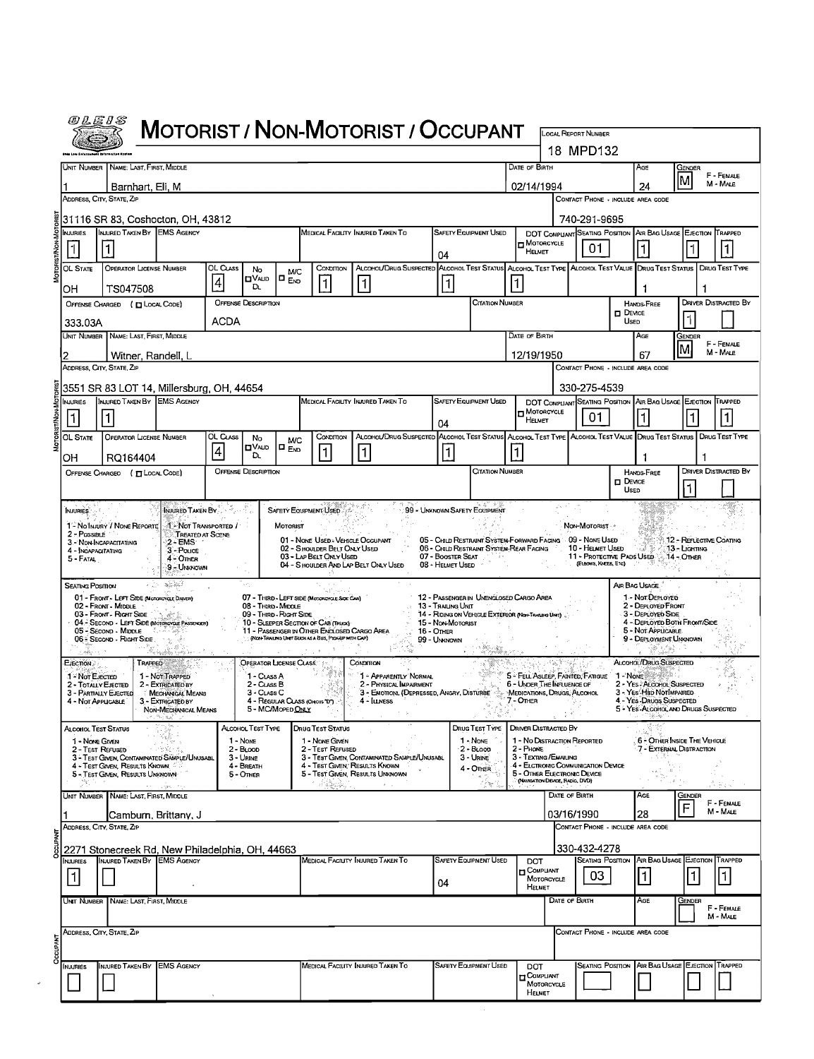OLEIS

# MOTORIST / NON-MOTORIST / OCCUPANT

LOCAL REPORT NUMBER: 18 MPD132

## MOTORIST/NON-MOTORIST

| UNIT NUMBER | NAME: LAST, FIRST, MIDDLE | DATE OF BIRTH | AGE | GENDER |
|---|---|---|---|---|
| 1 | Barnhart, Eli, M | 02/14/1994 | 24 | M |

ADDRESS, CITY, STATE, ZIP: 31116 SR 83, Coshocton, OH, 43812

CONTACT PHONE - INCLUDE AREA CODE: 740-291-9695

| INJURIES | INJURED TAKEN BY | EMS AGENCY | MEDICAL FACILITY INJURED TAKEN TO | SAFETY EQUIPMENT USED | DOT COMPLIANT MOTORCYCLE HELMET | SEATING POSITION | AIR BAG USAGE | EJECTION | TRAPPED |
|---|---|---|---|---|---|---|---|---|---|
| 1 | 1 | | | 04 | | 01 | 1 | 1 | 1 |

| OL STATE | OPERATOR LICENSE NUMBER | OL CLASS | NO VALID DL | M/C END | CONDITION | ALCOHOL/DRUG SUSPECTED | ALCOHOL TEST STATUS | ALCOHOL TEST TYPE | ALCOHOL TEST VALUE | DRUG TEST STATUS | DRUG TEST TYPE |
|---|---|---|---|---|---|---|---|---|---|---|---|
| OH | TS047508 | 4 | | | 1 | 1 | 1 | 1 | | 1 | 1 |

| OFFENSE CHARGED (LOCAL CODE) | OFFENSE DESCRIPTION | CITATION NUMBER | HANDS-FREE DEVICE USED | DRIVER DISTRACTED BY |
|---|---|---|---|---|
| 333.03A | ACDA | | | 1 |

| UNIT NUMBER | NAME: LAST, FIRST, MIDDLE | DATE OF BIRTH | AGE | GENDER |
|---|---|---|---|---|
| 2 | Witner, Randell, L | 12/19/1950 | 67 | M |

ADDRESS, CITY, STATE, ZIP: 3551 SR 83 LOT 14, Millersburg, OH, 44654

CONTACT PHONE - INCLUDE AREA CODE: 330-275-4539

| INJURIES | INJURED TAKEN BY | EMS AGENCY | MEDICAL FACILITY INJURED TAKEN TO | SAFETY EQUIPMENT USED | DOT COMPLIANT MOTORCYCLE HELMET | SEATING POSITION | AIR BAG USAGE | EJECTION | TRAPPED |
|---|---|---|---|---|---|---|---|---|---|
| 1 | 1 | | | 04 | | 01 | 1 | 1 | 1 |

| OL STATE | OPERATOR LICENSE NUMBER | OL CLASS | NO VALID DL | M/C END | CONDITION | ALCOHOL/DRUG SUSPECTED | ALCOHOL TEST STATUS | ALCOHOL TEST TYPE | ALCOHOL TEST VALUE | DRUG TEST STATUS | DRUG TEST TYPE |
|---|---|---|---|---|---|---|---|---|---|---|---|
| OH | RQ164404 | 4 | | | 1 | 1 | 1 | 1 | | 1 | 1 |

| OFFENSE CHARGED (LOCAL CODE) | OFFENSE DESCRIPTION | CITATION NUMBER | HANDS-FREE DEVICE USED | DRIVER DISTRACTED BY |
|---|---|---|---|---|
| | | | | 1 |

**INJURIES:** 1 - NO INJURY / NONE REPORTED; 2 - POSSIBLE; 3 - NON-INCAPACITATING; 4 - INCAPACITATING; 5 - FATAL

**INJURED TAKEN BY:** 1 - NOT TRANSPORTED / TREATED AT SCENE; 2 - EMS; 3 - POLICE; 4 - OTHER; 9 - UNKNOWN

**SAFETY EQUIPMENT USED:** 99 - UNKNOWN SAFETY EQUIPMENT

MOTORIST: 01 - NONE USED - VEHICLE OCCUPANT; 02 - SHOULDER BELT ONLY USED; 03 - LAP BELT ONLY USED; 04 - SHOULDER AND LAP BELT ONLY USED; 05 - CHILD RESTRAINT SYSTEM-FORWARD FACING; 06 - CHILD RESTRAINT SYSTEM-REAR FACING; 07 - BOOSTER SEAT; 08 - HELMET USED

NON-MOTORIST: 09 - NONE USED; 10 - HELMET USED; 11 - PROTECTIVE PADS USED (ELBOWS, KNEES, ETC); 12 - REFLECTIVE COATING; 13 - LIGHTING; 14 - OTHER

**SEATING POSITION:** 01 - FRONT - LEFT SIDE (MOTORCYCLE DRIVER); 02 - FRONT - MIDDLE; 03 - FRONT - RIGHT SIDE; 04 - SECOND - LEFT SIDE (MOTORCYCLE PASSENGER); 05 - SECOND - MIDDLE; 06 - SECOND - RIGHT SIDE; 07 - THIRD - LEFT SIDE (MOTORCYCLE SIDE CAR); 08 - THIRD - MIDDLE; 09 - THIRD - RIGHT SIDE; 10 - SLEEPER SECTION OF CAB (TRUCK); 11 - PASSENGER IN OTHER ENCLOSED CARGO AREA (NON-TRAILING UNIT SUCH AS A BUS, PICK-UP WITH CAP); 12 - PASSENGER IN UNENCLOSED CARGO AREA; 13 - TRAILING UNIT; 14 - RIDING ON VEHICLE EXTERIOR (NON-TRAILING UNIT); 15 - NON-MOTORIST; 16 - OTHER; 99 - UNKNOWN

**AIR BAG USAGE:** 1 - NOT DEPLOYED; 2 - DEPLOYED FRONT; 3 - DEPLOYED SIDE; 4 - DEPLOYED BOTH FRONT/SIDE; 5 - NOT APPLICABLE; 9 - DEPLOYMENT UNKNOWN

**EJECTION:** 1 - NOT EJECTED; 2 - TOTALLY EJECTED; 3 - PARTIALLY EJECTED; 4 - NOT APPLICABLE

**TRAPPED:** 1 - NOT TRAPPED; 2 - EXTRICATED BY MECHANICAL MEANS; 3 - EXTRICATED BY NON-MECHANICAL MEANS

**OPERATOR LICENSE CLASS:** 1 - CLASS A; 2 - CLASS B; 3 - CLASS C; 4 - REGULAR CLASS (OHIO'S "D"); 5 - M/C MOPED ONLY

**CONDITION:** 1 - APPARENTLY NORMAL; 2 - PHYSICAL IMPAIRMENT; 3 - EMOTIONAL (DEPRESSED, ANGRY, DISTURBED); 4 - ILLNESS; 5 - FELL ASLEEP, FAINTED, FATIGUE; 6 - UNDER THE INFLUENCE OF MEDICATIONS, DRUGS, ALCOHOL; 7 - OTHER

**ALCOHOL/DRUG SUSPECTED:** 1 - NONE; 2 - YES - ALCOHOL SUSPECTED; 3 - YES - HBD NOT IMPAIRED; 4 - YES - DRUGS SUSPECTED; 5 - YES - ALCOHOL AND DRUGS SUSPECTED

**ALCOHOL TEST STATUS:** 1 - NONE GIVEN; 2 - TEST REFUSED; 3 - TEST GIVEN, CONTAMINATED SAMPLE/UNUSABLE; 4 - TEST GIVEN, RESULTS KNOWN; 5 - TEST GIVEN, RESULTS UNKNOWN

**ALCOHOL TEST TYPE:** 1 - NONE; 2 - BLOOD; 3 - URINE; 4 - BREATH; 5 - OTHER

**DRUG TEST STATUS:** 1 - NONE GIVEN; 2 - TEST REFUSED; 3 - TEST GIVEN, CONTAMINATED SAMPLE/UNUSABLE; 4 - TEST GIVEN, RESULTS KNOWN; 5 - TEST GIVEN, RESULTS UNKNOWN

**DRUG TEST TYPE:** 1 - NONE; 2 - BLOOD; 3 - URINE; 4 - OTHER

**DRIVER DISTRACTED BY:** 1 - NO DISTRACTION REPORTED; 2 - PHONE; 3 - TEXTING / EMAILING; 4 - ELECTRONIC COMMUNICATION DEVICE; 5 - OTHER ELECTRONIC DEVICE (NAVIGATION DEVICE, RADIO, DVD); 6 - OTHER INSIDE THE VEHICLE; 7 - EXTERNAL DISTRACTION

## OCCUPANT

| UNIT NUMBER | NAME: LAST, FIRST, MIDDLE | DATE OF BIRTH | AGE | GENDER |
|---|---|---|---|---|
| 1 | Camburn, Brittany, J | 03/16/1990 | 28 | F |

ADDRESS, CITY, STATE, ZIP: 2271 Stonecreek Rd, New Philadelphia, OH, 44663

CONTACT PHONE - INCLUDE AREA CODE: 330-432-4278

| INJURIES | INJURED TAKEN BY | EMS AGENCY | MEDICAL FACILITY INJURED TAKEN TO | SAFETY EQUIPMENT USED | DOT COMPLIANT MOTORCYCLE HELMET | SEATING POSITION | AIR BAG USAGE | EJECTION | TRAPPED |
|---|---|---|---|---|---|---|---|---|---|
| 1 | | | | 04 | | 03 | 1 | 1 | 1 |

## OCCUPANT

| UNIT NUMBER | NAME: LAST, FIRST, MIDDLE | DATE OF BIRTH | AGE | GENDER |
|---|---|---|---|---|
| | | | | |

ADDRESS, CITY, STATE, ZIP:

CONTACT PHONE - INCLUDE AREA CODE:

| INJURIES | INJURED TAKEN BY | EMS AGENCY | MEDICAL FACILITY INJURED TAKEN TO | SAFETY EQUIPMENT USED | DOT COMPLIANT MOTORCYCLE HELMET | SEATING POSITION | AIR BAG USAGE | EJECTION | TRAPPED |
|---|---|---|---|---|---|---|---|---|---|
| | | | | | | | | | |